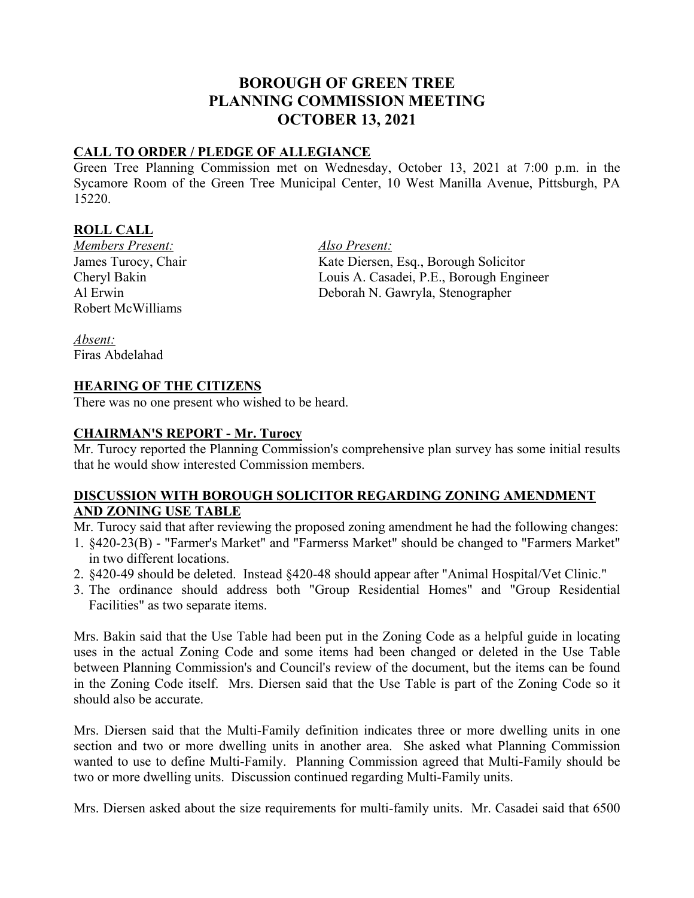# BOROUGH OF GREEN TREE
# PLANNING COMMISSION MEETING
# OCTOBER 13, 2021

## CALL TO ORDER / PLEDGE OF ALLEGIANCE

Green Tree Planning Commission met on Wednesday, October 13, 2021 at 7:00 p.m. in the Sycamore Room of the Green Tree Municipal Center, 10 West Manilla Avenue, Pittsburgh, PA 15220.

## ROLL CALL

*Members Present:*
James Turocy, Chair
Cheryl Bakin
Al Erwin
Robert McWilliams

*Also Present:*
Kate Diersen, Esq., Borough Solicitor
Louis A. Casadei, P.E., Borough Engineer
Deborah N. Gawryla, Stenographer

*Absent:*
Firas Abdelahad

## HEARING OF THE CITIZENS

There was no one present who wished to be heard.

## CHAIRMAN'S REPORT - Mr. Turocy

Mr. Turocy reported the Planning Commission's comprehensive plan survey has some initial results that he would show interested Commission members.

## DISCUSSION WITH BOROUGH SOLICITOR REGARDING ZONING AMENDMENT AND ZONING USE TABLE

Mr. Turocy said that after reviewing the proposed zoning amendment he had the following changes:

1. §420-23(B) - "Farmer's Market" and "Farmerss Market" should be changed to "Farmers Market" in two different locations.
2. §420-49 should be deleted. Instead §420-48 should appear after "Animal Hospital/Vet Clinic."
3. The ordinance should address both "Group Residential Homes" and "Group Residential Facilities" as two separate items.

Mrs. Bakin said that the Use Table had been put in the Zoning Code as a helpful guide in locating uses in the actual Zoning Code and some items had been changed or deleted in the Use Table between Planning Commission's and Council's review of the document, but the items can be found in the Zoning Code itself. Mrs. Diersen said that the Use Table is part of the Zoning Code so it should also be accurate.

Mrs. Diersen said that the Multi-Family definition indicates three or more dwelling units in one section and two or more dwelling units in another area. She asked what Planning Commission wanted to use to define Multi-Family. Planning Commission agreed that Multi-Family should be two or more dwelling units. Discussion continued regarding Multi-Family units.

Mrs. Diersen asked about the size requirements for multi-family units. Mr. Casadei said that 6500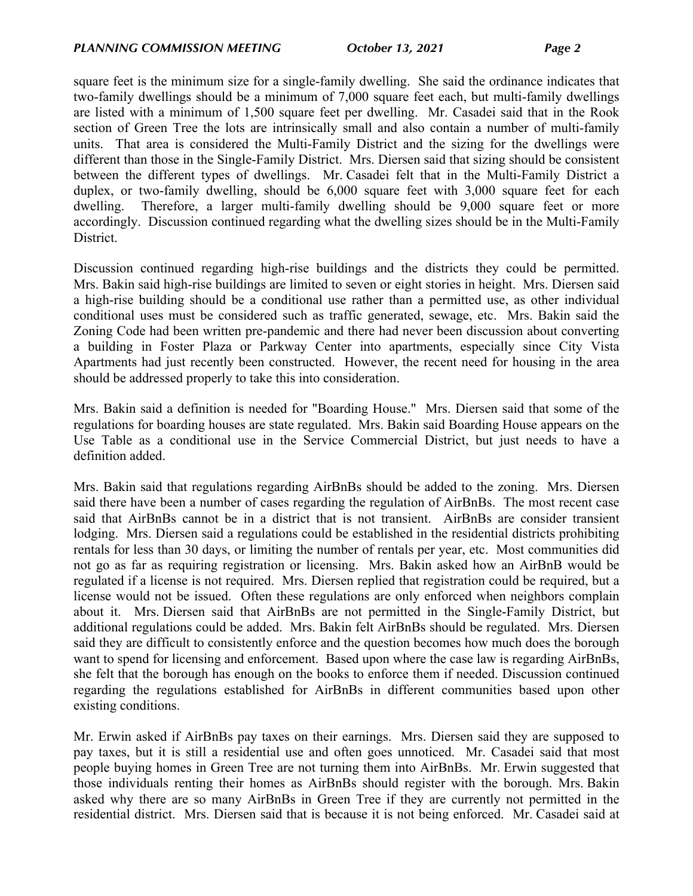square feet is the minimum size for a single-family dwelling. She said the ordinance indicates that two-family dwellings should be a minimum of 7,000 square feet each, but multi-family dwellings are listed with a minimum of 1,500 square feet per dwelling. Mr. Casadei said that in the Rook section of Green Tree the lots are intrinsically small and also contain a number of multi-family units. That area is considered the Multi-Family District and the sizing for the dwellings were different than those in the Single-Family District. Mrs. Diersen said that sizing should be consistent between the different types of dwellings. Mr. Casadei felt that in the Multi-Family District a duplex, or two-family dwelling, should be 6,000 square feet with 3,000 square feet for each dwelling. Therefore, a larger multi-family dwelling should be 9,000 square feet or more accordingly. Discussion continued regarding what the dwelling sizes should be in the Multi-Family District.

Discussion continued regarding high-rise buildings and the districts they could be permitted. Mrs. Bakin said high-rise buildings are limited to seven or eight stories in height. Mrs. Diersen said a high-rise building should be a conditional use rather than a permitted use, as other individual conditional uses must be considered such as traffic generated, sewage, etc. Mrs. Bakin said the Zoning Code had been written pre-pandemic and there had never been discussion about converting a building in Foster Plaza or Parkway Center into apartments, especially since City Vista Apartments had just recently been constructed. However, the recent need for housing in the area should be addressed properly to take this into consideration.

Mrs. Bakin said a definition is needed for "Boarding House." Mrs. Diersen said that some of the regulations for boarding houses are state regulated. Mrs. Bakin said Boarding House appears on the Use Table as a conditional use in the Service Commercial District, but just needs to have a definition added.

Mrs. Bakin said that regulations regarding AirBnBs should be added to the zoning. Mrs. Diersen said there have been a number of cases regarding the regulation of AirBnBs. The most recent case said that AirBnBs cannot be in a district that is not transient. AirBnBs are consider transient lodging. Mrs. Diersen said a regulations could be established in the residential districts prohibiting rentals for less than 30 days, or limiting the number of rentals per year, etc. Most communities did not go as far as requiring registration or licensing. Mrs. Bakin asked how an AirBnB would be regulated if a license is not required. Mrs. Diersen replied that registration could be required, but a license would not be issued. Often these regulations are only enforced when neighbors complain about it. Mrs. Diersen said that AirBnBs are not permitted in the Single-Family District, but additional regulations could be added. Mrs. Bakin felt AirBnBs should be regulated. Mrs. Diersen said they are difficult to consistently enforce and the question becomes how much does the borough want to spend for licensing and enforcement. Based upon where the case law is regarding AirBnBs, she felt that the borough has enough on the books to enforce them if needed. Discussion continued regarding the regulations established for AirBnBs in different communities based upon other existing conditions.

Mr. Erwin asked if AirBnBs pay taxes on their earnings. Mrs. Diersen said they are supposed to pay taxes, but it is still a residential use and often goes unnoticed. Mr. Casadei said that most people buying homes in Green Tree are not turning them into AirBnBs. Mr. Erwin suggested that those individuals renting their homes as AirBnBs should register with the borough. Mrs. Bakin asked why there are so many AirBnBs in Green Tree if they are currently not permitted in the residential district. Mrs. Diersen said that is because it is not being enforced. Mr. Casadei said at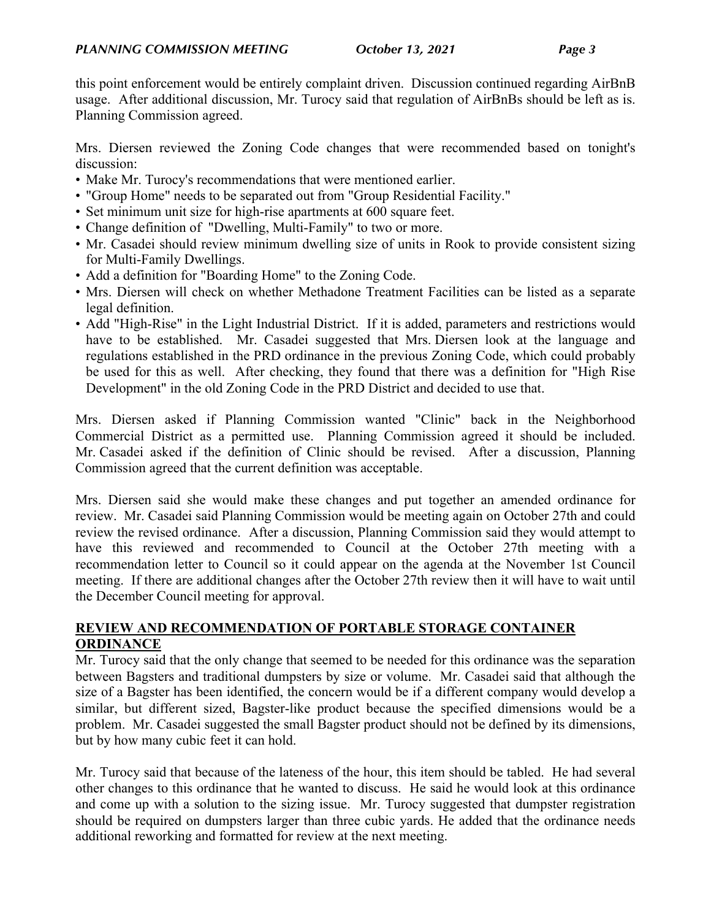this point enforcement would be entirely complaint driven. Discussion continued regarding AirBnB usage. After additional discussion, Mr. Turocy said that regulation of AirBnBs should be left as is. Planning Commission agreed.

Mrs. Diersen reviewed the Zoning Code changes that were recommended based on tonight's discussion:

- Make Mr. Turocy's recommendations that were mentioned earlier.
- "Group Home" needs to be separated out from "Group Residential Facility."
- Set minimum unit size for high-rise apartments at 600 square feet.
- Change definition of "Dwelling, Multi-Family" to two or more.
- Mr. Casadei should review minimum dwelling size of units in Rook to provide consistent sizing for Multi-Family Dwellings.
- Add a definition for "Boarding Home" to the Zoning Code.
- Mrs. Diersen will check on whether Methadone Treatment Facilities can be listed as a separate legal definition.
- Add "High-Rise" in the Light Industrial District. If it is added, parameters and restrictions would have to be established. Mr. Casadei suggested that Mrs. Diersen look at the language and regulations established in the PRD ordinance in the previous Zoning Code, which could probably be used for this as well. After checking, they found that there was a definition for "High Rise Development" in the old Zoning Code in the PRD District and decided to use that.

Mrs. Diersen asked if Planning Commission wanted "Clinic" back in the Neighborhood Commercial District as a permitted use. Planning Commission agreed it should be included. Mr. Casadei asked if the definition of Clinic should be revised. After a discussion, Planning Commission agreed that the current definition was acceptable.

Mrs. Diersen said she would make these changes and put together an amended ordinance for review. Mr. Casadei said Planning Commission would be meeting again on October 27th and could review the revised ordinance. After a discussion, Planning Commission said they would attempt to have this reviewed and recommended to Council at the October 27th meeting with a recommendation letter to Council so it could appear on the agenda at the November 1st Council meeting. If there are additional changes after the October 27th review then it will have to wait until the December Council meeting for approval.

## REVIEW AND RECOMMENDATION OF PORTABLE STORAGE CONTAINER ORDINANCE

Mr. Turocy said that the only change that seemed to be needed for this ordinance was the separation between Bagsters and traditional dumpsters by size or volume. Mr. Casadei said that although the size of a Bagster has been identified, the concern would be if a different company would develop a similar, but different sized, Bagster-like product because the specified dimensions would be a problem. Mr. Casadei suggested the small Bagster product should not be defined by its dimensions, but by how many cubic feet it can hold.

Mr. Turocy said that because of the lateness of the hour, this item should be tabled. He had several other changes to this ordinance that he wanted to discuss. He said he would look at this ordinance and come up with a solution to the sizing issue. Mr. Turocy suggested that dumpster registration should be required on dumpsters larger than three cubic yards. He added that the ordinance needs additional reworking and formatted for review at the next meeting.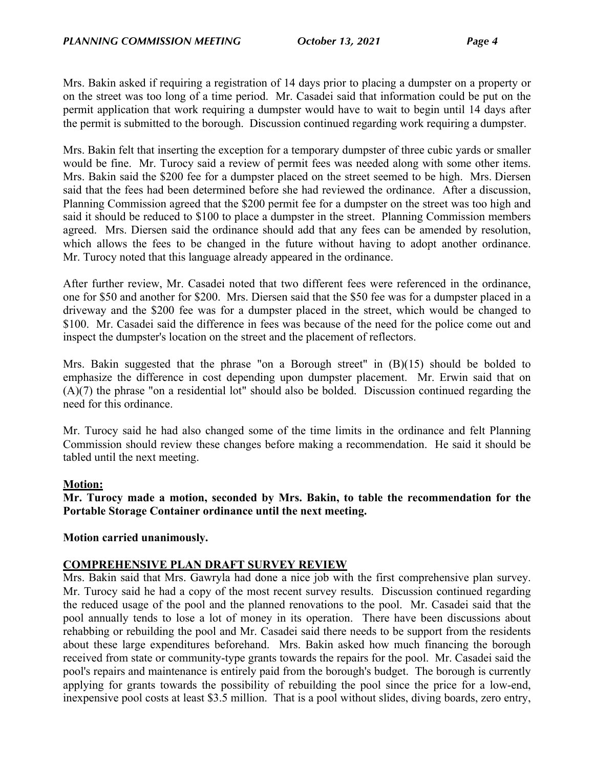Mrs. Bakin asked if requiring a registration of 14 days prior to placing a dumpster on a property or on the street was too long of a time period. Mr. Casadei said that information could be put on the permit application that work requiring a dumpster would have to wait to begin until 14 days after the permit is submitted to the borough. Discussion continued regarding work requiring a dumpster.

Mrs. Bakin felt that inserting the exception for a temporary dumpster of three cubic yards or smaller would be fine. Mr. Turocy said a review of permit fees was needed along with some other items. Mrs. Bakin said the $200 fee for a dumpster placed on the street seemed to be high. Mrs. Diersen said that the fees had been determined before she had reviewed the ordinance. After a discussion, Planning Commission agreed that the $200 permit fee for a dumpster on the street was too high and said it should be reduced to $100 to place a dumpster in the street. Planning Commission members agreed. Mrs. Diersen said the ordinance should add that any fees can be amended by resolution, which allows the fees to be changed in the future without having to adopt another ordinance. Mr. Turocy noted that this language already appeared in the ordinance.

After further review, Mr. Casadei noted that two different fees were referenced in the ordinance, one for $50 and another for $200. Mrs. Diersen said that the $50 fee was for a dumpster placed in a driveway and the $200 fee was for a dumpster placed in the street, which would be changed to $100. Mr. Casadei said the difference in fees was because of the need for the police come out and inspect the dumpster's location on the street and the placement of reflectors.

Mrs. Bakin suggested that the phrase "on a Borough street" in (B)(15) should be bolded to emphasize the difference in cost depending upon dumpster placement. Mr. Erwin said that on (A)(7) the phrase "on a residential lot" should also be bolded. Discussion continued regarding the need for this ordinance.

Mr. Turocy said he had also changed some of the time limits in the ordinance and felt Planning Commission should review these changes before making a recommendation. He said it should be tabled until the next meeting.

**Motion:**

**Mr. Turocy made a motion, seconded by Mrs. Bakin, to table the recommendation for the Portable Storage Container ordinance until the next meeting.**

**Motion carried unanimously.**

**COMPREHENSIVE PLAN DRAFT SURVEY REVIEW**

Mrs. Bakin said that Mrs. Gawryla had done a nice job with the first comprehensive plan survey. Mr. Turocy said he had a copy of the most recent survey results. Discussion continued regarding the reduced usage of the pool and the planned renovations to the pool. Mr. Casadei said that the pool annually tends to lose a lot of money in its operation. There have been discussions about rehabbing or rebuilding the pool and Mr. Casadei said there needs to be support from the residents about these large expenditures beforehand. Mrs. Bakin asked how much financing the borough received from state or community-type grants towards the repairs for the pool. Mr. Casadei said the pool's repairs and maintenance is entirely paid from the borough's budget. The borough is currently applying for grants towards the possibility of rebuilding the pool since the price for a low-end, inexpensive pool costs at least $3.5 million. That is a pool without slides, diving boards, zero entry,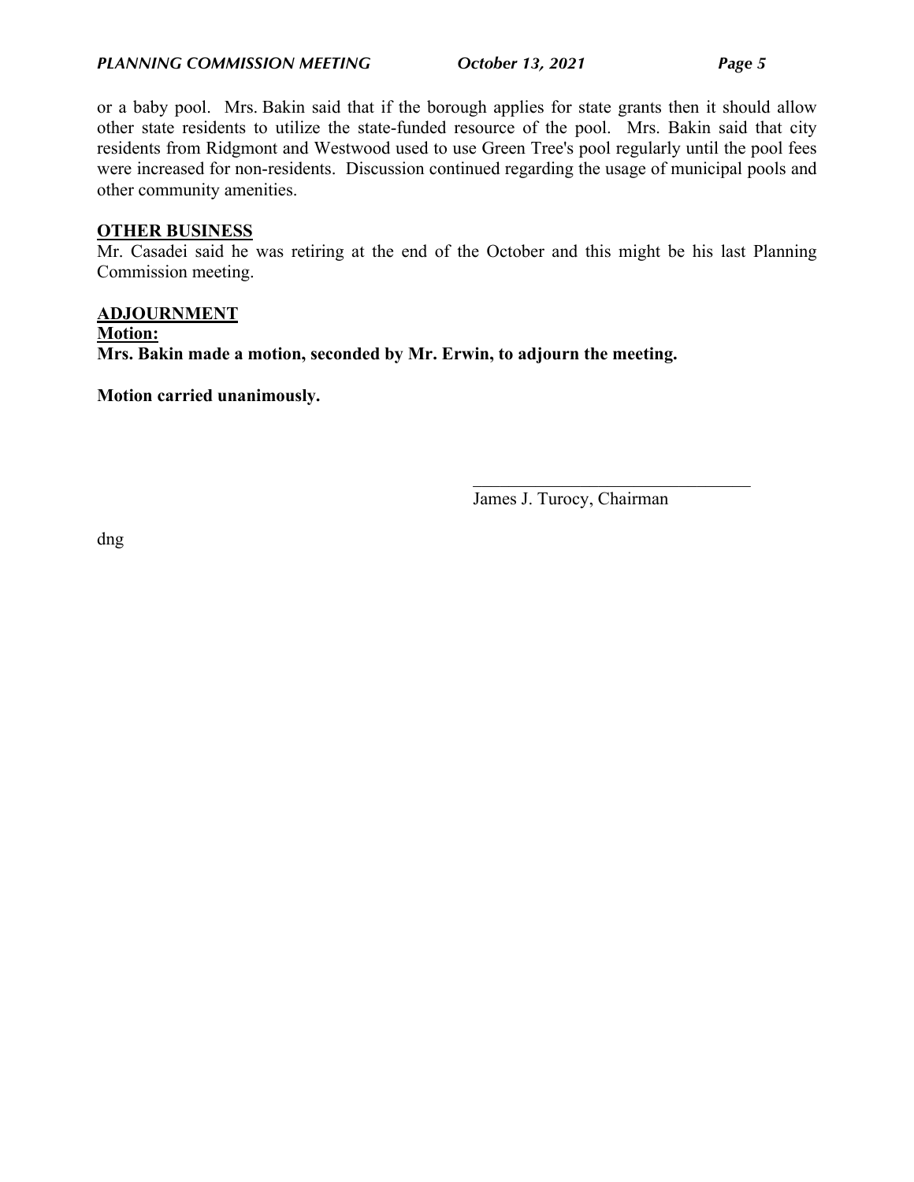or a baby pool. Mrs. Bakin said that if the borough applies for state grants then it should allow other state residents to utilize the state-funded resource of the pool. Mrs. Bakin said that city residents from Ridgmont and Westwood used to use Green Tree's pool regularly until the pool fees were increased for non-residents. Discussion continued regarding the usage of municipal pools and other community amenities.

**OTHER BUSINESS**

Mr. Casadei said he was retiring at the end of the October and this might be his last Planning Commission meeting.

**ADJOURNMENT**

**Motion:**

**Mrs. Bakin made a motion, seconded by Mr. Erwin, to adjourn the meeting.**

**Motion carried unanimously.**

\_\_\_\_\_\_\_\_\_\_\_\_\_\_\_\_\_\_\_\_\_\_\_\_\_\_\_\_\_\_\_\_

James J. Turocy, Chairman

dng